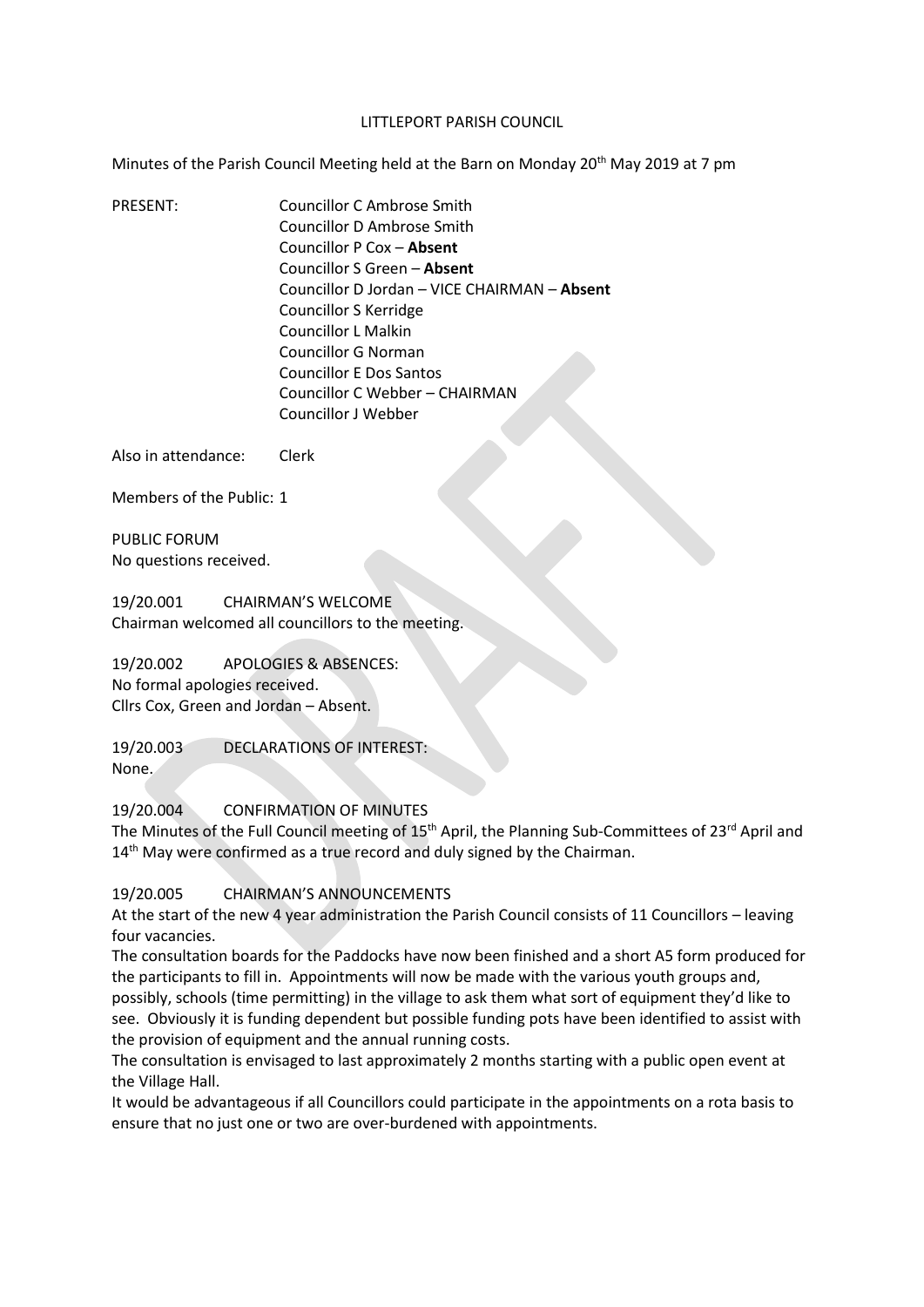LITTLEPORT PARISH COUNCIL

Minutes of the Parish Council Meeting held at the Barn on Monday 20th May 2019 at 7 pm

PRESENT:
Councillor C Ambrose Smith
Councillor D Ambrose Smith
Councillor P Cox – **Absent**
Councillor S Green – **Absent**
Councillor D Jordan – VICE CHAIRMAN – **Absent**
Councillor S Kerridge
Councillor L Malkin
Councillor G Norman
Councillor E Dos Santos
Councillor C Webber – CHAIRMAN
Councillor J Webber

Also in attendance: Clerk

Members of the Public: 1

PUBLIC FORUM
No questions received.

19/20.001 CHAIRMAN'S WELCOME
Chairman welcomed all councillors to the meeting.

19/20.002 APOLOGIES & ABSENCES:
No formal apologies received.
Cllrs Cox, Green and Jordan – Absent.

19/20.003 DECLARATIONS OF INTEREST:
None.

19/20.004 CONFIRMATION OF MINUTES
The Minutes of the Full Council meeting of 15th April, the Planning Sub-Committees of 23rd April and 14th May were confirmed as a true record and duly signed by the Chairman.

19/20.005 CHAIRMAN'S ANNOUNCEMENTS
At the start of the new 4 year administration the Parish Council consists of 11 Councillors – leaving four vacancies.
The consultation boards for the Paddocks have now been finished and a short A5 form produced for the participants to fill in. Appointments will now be made with the various youth groups and, possibly, schools (time permitting) in the village to ask them what sort of equipment they'd like to see. Obviously it is funding dependent but possible funding pots have been identified to assist with the provision of equipment and the annual running costs.
The consultation is envisaged to last approximately 2 months starting with a public open event at the Village Hall.
It would be advantageous if all Councillors could participate in the appointments on a rota basis to ensure that no just one or two are over-burdened with appointments.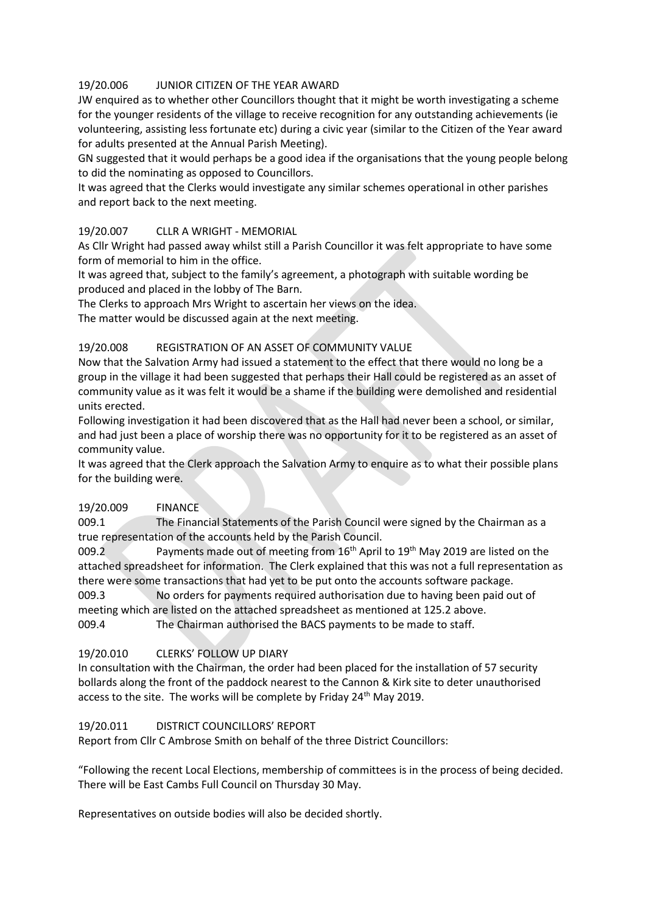## 19/20.006 JUNIOR CITIZEN OF THE YEAR AWARD

JW enquired as to whether other Councillors thought that it might be worth investigating a scheme for the younger residents of the village to receive recognition for any outstanding achievements (ie volunteering, assisting less fortunate etc) during a civic year (similar to the Citizen of the Year award for adults presented at the Annual Parish Meeting).

GN suggested that it would perhaps be a good idea if the organisations that the young people belong to did the nominating as opposed to Councillors.

It was agreed that the Clerks would investigate any similar schemes operational in other parishes and report back to the next meeting.

## 19/20.007 CLLR A WRIGHT - MEMORIAL

As Cllr Wright had passed away whilst still a Parish Councillor it was felt appropriate to have some form of memorial to him in the office.

It was agreed that, subject to the family's agreement, a photograph with suitable wording be produced and placed in the lobby of The Barn.

The Clerks to approach Mrs Wright to ascertain her views on the idea.

The matter would be discussed again at the next meeting.

## 19/20.008 REGISTRATION OF AN ASSET OF COMMUNITY VALUE

Now that the Salvation Army had issued a statement to the effect that there would no long be a group in the village it had been suggested that perhaps their Hall could be registered as an asset of community value as it was felt it would be a shame if the building were demolished and residential units erected.

Following investigation it had been discovered that as the Hall had never been a school, or similar, and had just been a place of worship there was no opportunity for it to be registered as an asset of community value.

It was agreed that the Clerk approach the Salvation Army to enquire as to what their possible plans for the building were.

## 19/20.009 FINANCE

009.1 The Financial Statements of the Parish Council were signed by the Chairman as a true representation of the accounts held by the Parish Council.

009.2 Payments made out of meeting from 16th April to 19th May 2019 are listed on the attached spreadsheet for information. The Clerk explained that this was not a full representation as there were some transactions that had yet to be put onto the accounts software package.

009.3 No orders for payments required authorisation due to having been paid out of meeting which are listed on the attached spreadsheet as mentioned at 125.2 above.

009.4 The Chairman authorised the BACS payments to be made to staff.

## 19/20.010 CLERKS' FOLLOW UP DIARY

In consultation with the Chairman, the order had been placed for the installation of 57 security bollards along the front of the paddock nearest to the Cannon & Kirk site to deter unauthorised access to the site. The works will be complete by Friday 24th May 2019.

## 19/20.011 DISTRICT COUNCILLORS' REPORT

Report from Cllr C Ambrose Smith on behalf of the three District Councillors:

"Following the recent Local Elections, membership of committees is in the process of being decided. There will be East Cambs Full Council on Thursday 30 May.

Representatives on outside bodies will also be decided shortly.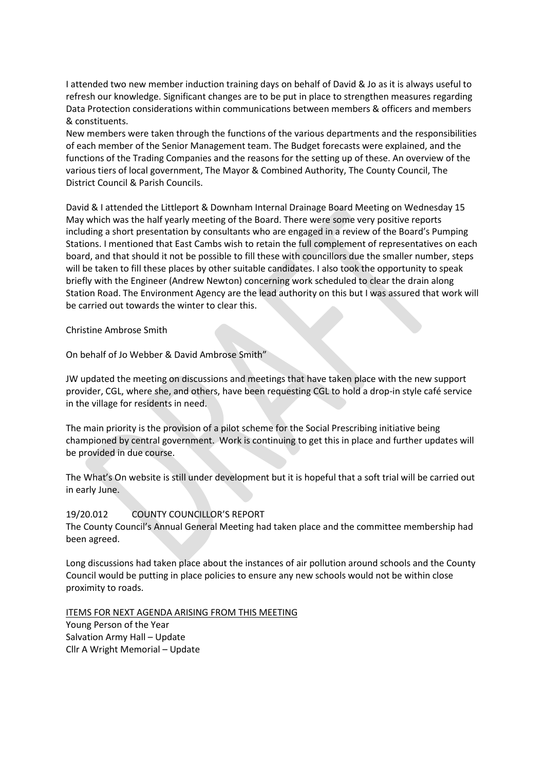I attended two new member induction training days on behalf of David & Jo as it is always useful to refresh our knowledge. Significant changes are to be put in place to strengthen measures regarding Data Protection considerations within communications between members & officers and members & constituents.
New members were taken through the functions of the various departments and the responsibilities of each member of the Senior Management team. The Budget forecasts were explained, and the functions of the Trading Companies and the reasons for the setting up of these. An overview of the various tiers of local government, The Mayor & Combined Authority, The County Council, The District Council & Parish Councils.

David & I attended the Littleport & Downham Internal Drainage Board Meeting on Wednesday 15 May which was the half yearly meeting of the Board. There were some very positive reports including a short presentation by consultants who are engaged in a review of the Board's Pumping Stations. I mentioned that East Cambs wish to retain the full complement of representatives on each board, and that should it not be possible to fill these with councillors due the smaller number, steps will be taken to fill these places by other suitable candidates. I also took the opportunity to speak briefly with the Engineer (Andrew Newton) concerning work scheduled to clear the drain along Station Road. The Environment Agency are the lead authority on this but I was assured that work will be carried out towards the winter to clear this.

Christine Ambrose Smith

On behalf of Jo Webber & David Ambrose Smith"

JW updated the meeting on discussions and meetings that have taken place with the new support provider, CGL, where she, and others, have been requesting CGL to hold a drop-in style café service in the village for residents in need.

The main priority is the provision of a pilot scheme for the Social Prescribing initiative being championed by central government. Work is continuing to get this in place and further updates will be provided in due course.

The What's On website is still under development but it is hopeful that a soft trial will be carried out in early June.

19/20.012 COUNTY COUNCILLOR'S REPORT

The County Council's Annual General Meeting had taken place and the committee membership had been agreed.

Long discussions had taken place about the instances of air pollution around schools and the County Council would be putting in place policies to ensure any new schools would not be within close proximity to roads.

ITEMS FOR NEXT AGENDA ARISING FROM THIS MEETING

Young Person of the Year
Salvation Army Hall – Update
Cllr A Wright Memorial – Update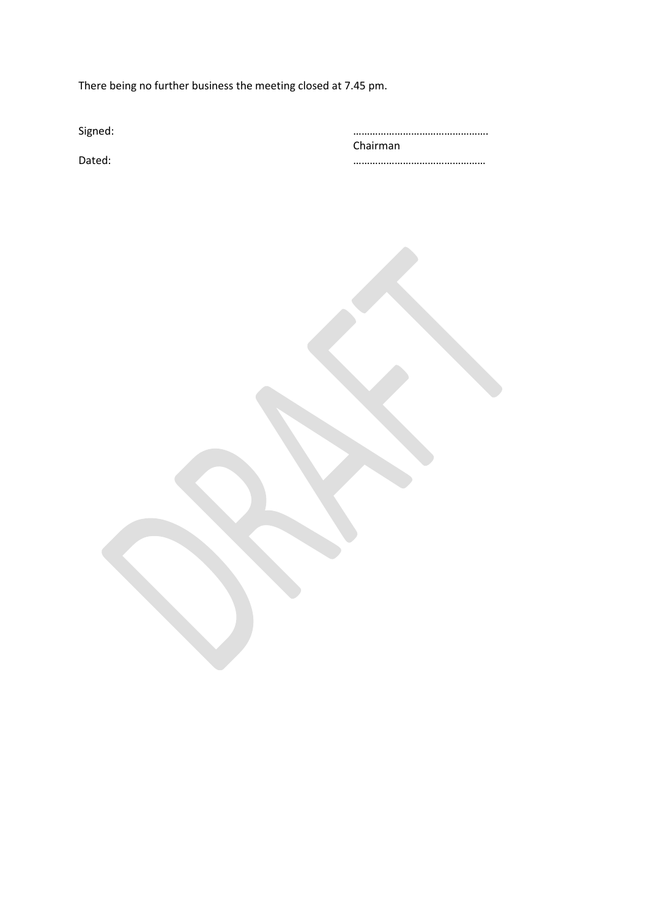There being no further business the meeting closed at 7.45 pm.

Signed: ………………………………………….
Chairman

Dated: …………………………………………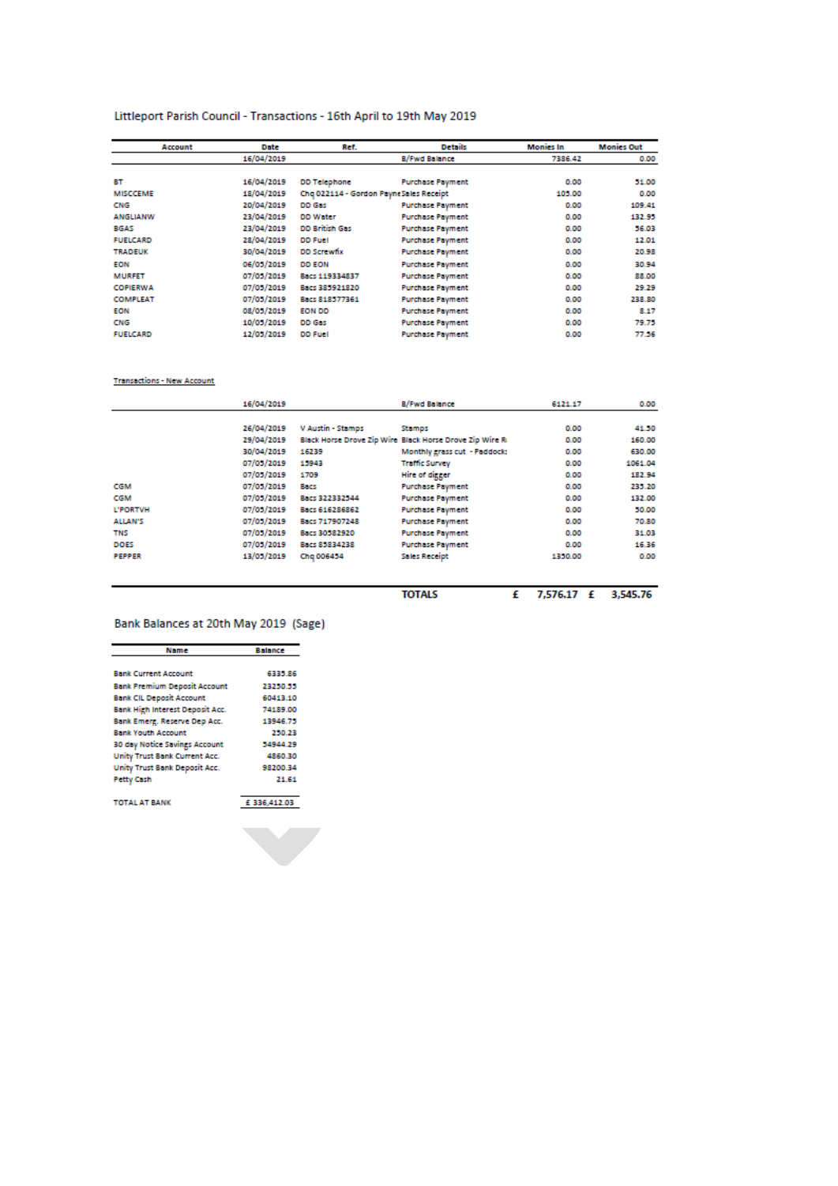## Littleport Parish Council - Transactions - 16th April to 19th May 2019

| Account | Date | Ref. | Details | Monies In | Monies Out |
|---|---|---|---|---|---|
| | 16/04/2019 | | B/Fwd Balance | 7386.42 | 0.00 |
| BT | 16/04/2019 | DD Telephone | Purchase Payment | 0.00 | 51.00 |
| MISCCEME | 18/04/2019 | Chq 022114 - Gordon Payne | Sales Receipt | 105.00 | 0.00 |
| CNG | 20/04/2019 | DD Gas | Purchase Payment | 0.00 | 109.41 |
| ANGLIANW | 23/04/2019 | DD Water | Purchase Payment | 0.00 | 132.95 |
| BGAS | 23/04/2019 | DD British Gas | Purchase Payment | 0.00 | 56.03 |
| FUELCARD | 28/04/2019 | DD Fuel | Purchase Payment | 0.00 | 12.01 |
| TRADEUK | 30/04/2019 | DD Screwfix | Purchase Payment | 0.00 | 20.98 |
| EON | 06/05/2019 | DD EON | Purchase Payment | 0.00 | 30.94 |
| MURFET | 07/05/2019 | Bacs 119334837 | Purchase Payment | 0.00 | 88.00 |
| COPIERWA | 07/05/2019 | Bacs 385921820 | Purchase Payment | 0.00 | 29.29 |
| COMPLEAT | 07/05/2019 | Bacs 818577361 | Purchase Payment | 0.00 | 238.80 |
| EON | 08/05/2019 | EON DD | Purchase Payment | 0.00 | 8.17 |
| CNG | 10/05/2019 | DD Gas | Purchase Payment | 0.00 | 79.75 |
| FUELCARD | 12/05/2019 | DD Fuel | Purchase Payment | 0.00 | 77.56 |

Transactions - New Account

| Account | Date | Ref. | Details | Monies In | Monies Out |
|---|---|---|---|---|---|
| | 16/04/2019 | | B/Fwd Balance | 6121.17 | 0.00 |
| | 26/04/2019 | V Austin - Stamps | Stamps | 0.00 | 41.50 |
| | 29/04/2019 | Black Horse Drove Zip Wire | Black Horse Drove Zip Wire R | 0.00 | 160.00 |
| | 30/04/2019 | 16239 | Monthly grass cut - Paddock: | 0.00 | 630.00 |
| | 07/05/2019 | 15943 | Traffic Survey | 0.00 | 1061.04 |
| | 07/05/2019 | 1709 | Hire of digger | 0.00 | 182.94 |
| CGM | 07/05/2019 | Bacs | Purchase Payment | 0.00 | 235.20 |
| CGM | 07/05/2019 | Bacs 322332544 | Purchase Payment | 0.00 | 132.00 |
| L'PORTVH | 07/05/2019 | Bacs 616286862 | Purchase Payment | 0.00 | 50.00 |
| ALLAN'S | 07/05/2019 | Bacs 717907248 | Purchase Payment | 0.00 | 70.80 |
| TNS | 07/05/2019 | Bacs 30582920 | Purchase Payment | 0.00 | 31.03 |
| DOES | 07/05/2019 | Bacs 85834238 | Purchase Payment | 0.00 | 16.36 |
| PEPPER | 13/05/2019 | Chq 006454 | Sales Receipt | 1350.00 | 0.00 |
| | | | **TOTALS** | **£ 7,576.17** | **£ 3,545.76** |

## Bank Balances at 20th May 2019 (Sage)

| Name | Balance |
|---|---|
| Bank Current Account | 6335.86 |
| Bank Premium Deposit Account | 23250.55 |
| Bank CIL Deposit Account | 60413.10 |
| Bank High Interest Deposit Acc. | 74189.00 |
| Bank Emerg. Reserve Dep Acc. | 13946.75 |
| Bank Youth Account | 250.23 |
| 30 day Notice Savings Account | 54944.29 |
| Unity Trust Bank Current Acc. | 4860.30 |
| Unity Trust Bank Deposit Acc. | 98200.34 |
| Petty Cash | 21.61 |
| TOTAL AT BANK | £ 336,412.03 |